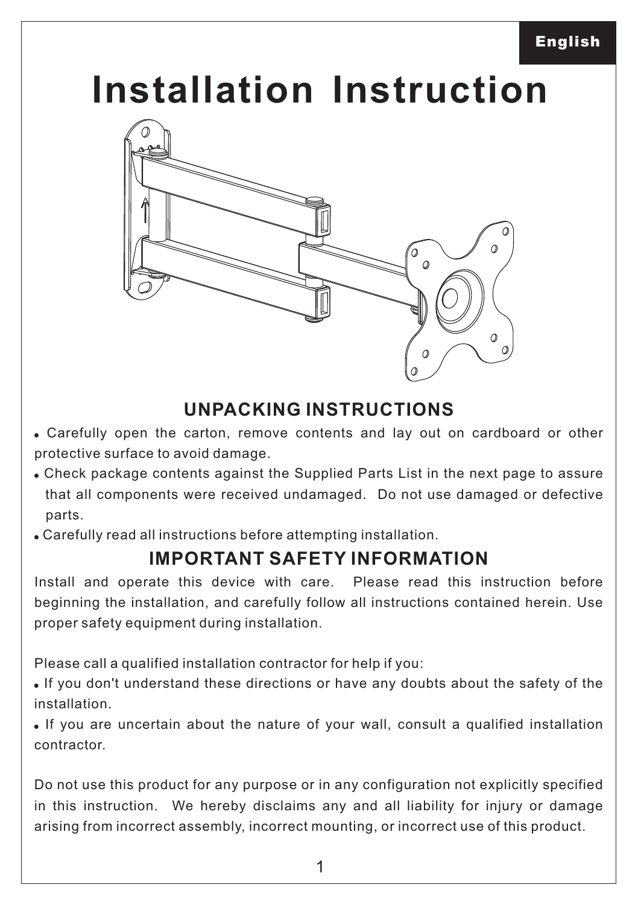English

# Installation Instruction

## UNPACKING INSTRUCTIONS

- Carefully open the carton, remove contents and lay out on cardboard or other protective surface to avoid damage.
- Check package contents against the Supplied Parts List in the next page to assure that all components were received undamaged. Do not use damaged or defective parts.
- Carefully read all instructions before attempting installation.

## IMPORTANT SAFETY INFORMATION

Install and operate this device with care. Please read this instruction before beginning the installation, and carefully follow all instructions contained herein. Use proper safety equipment during installation.

Please call a qualified installation contractor for help if you:

- If you don't understand these directions or have any doubts about the safety of the installation.
- If you are uncertain about the nature of your wall, consult a qualified installation contractor.

Do not use this product for any purpose or in any configuration not explicitly specified in this instruction. We hereby disclaims any and all liability for injury or damage arising from incorrect assembly, incorrect mounting, or incorrect use of this product.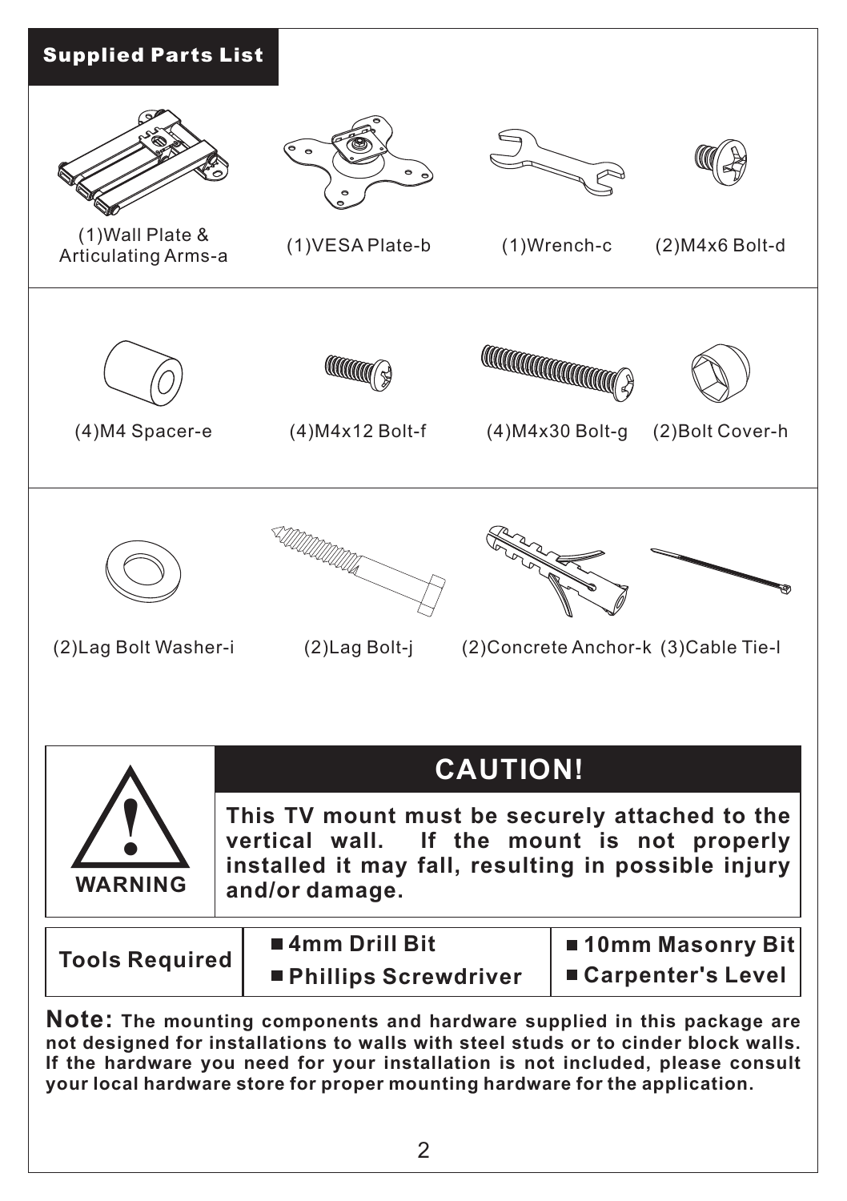## Supplied Parts List

| | | | |
|---|---|---|---|
| (1)Wall Plate & Articulating Arms-a | (1)VESA Plate-b | (1)Wrench-c | (2)M4x6 Bolt-d |
| (4)M4 Spacer-e | (4)M4x12 Bolt-f | (4)M4x30 Bolt-g | (2)Bolt Cover-h |
| (2)Lag Bolt Washer-i | (2)Lag Bolt-j | (2)Concrete Anchor-k | (3)Cable Tie-l |

**WARNING**

## CAUTION!

**This TV mount must be securely attached to the vertical wall. If the mount is not properly installed it may fall, resulting in possible injury and/or damage.**

| Tools Required | | |
|---|---|---|
| | ■ 4mm Drill Bit | ■ 10mm Masonry Bit |
| | ■ Phillips Screwdriver | ■ Carpenter's Level |

**Note: The mounting components and hardware supplied in this package are not designed for installations to walls with steel studs or to cinder block walls. If the hardware you need for your installation is not included, please consult your local hardware store for proper mounting hardware for the application.**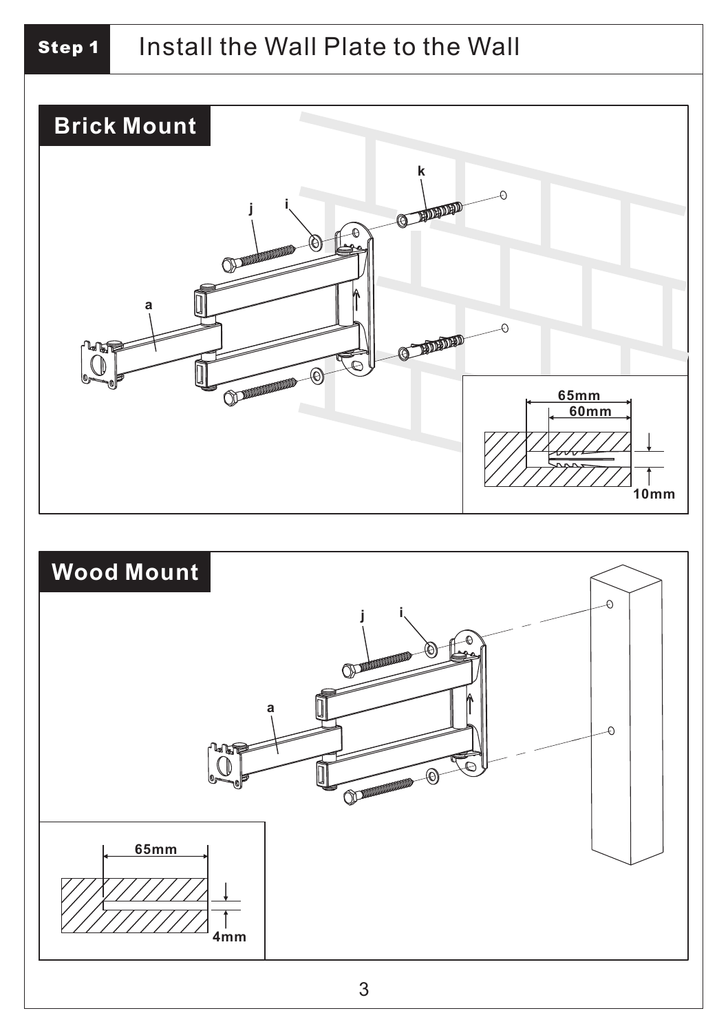## Step 1 Install the Wall Plate to the Wall

### Brick Mount

k

j i

a

65mm
60mm

10mm

### Wood Mount

j i

a

65mm

4mm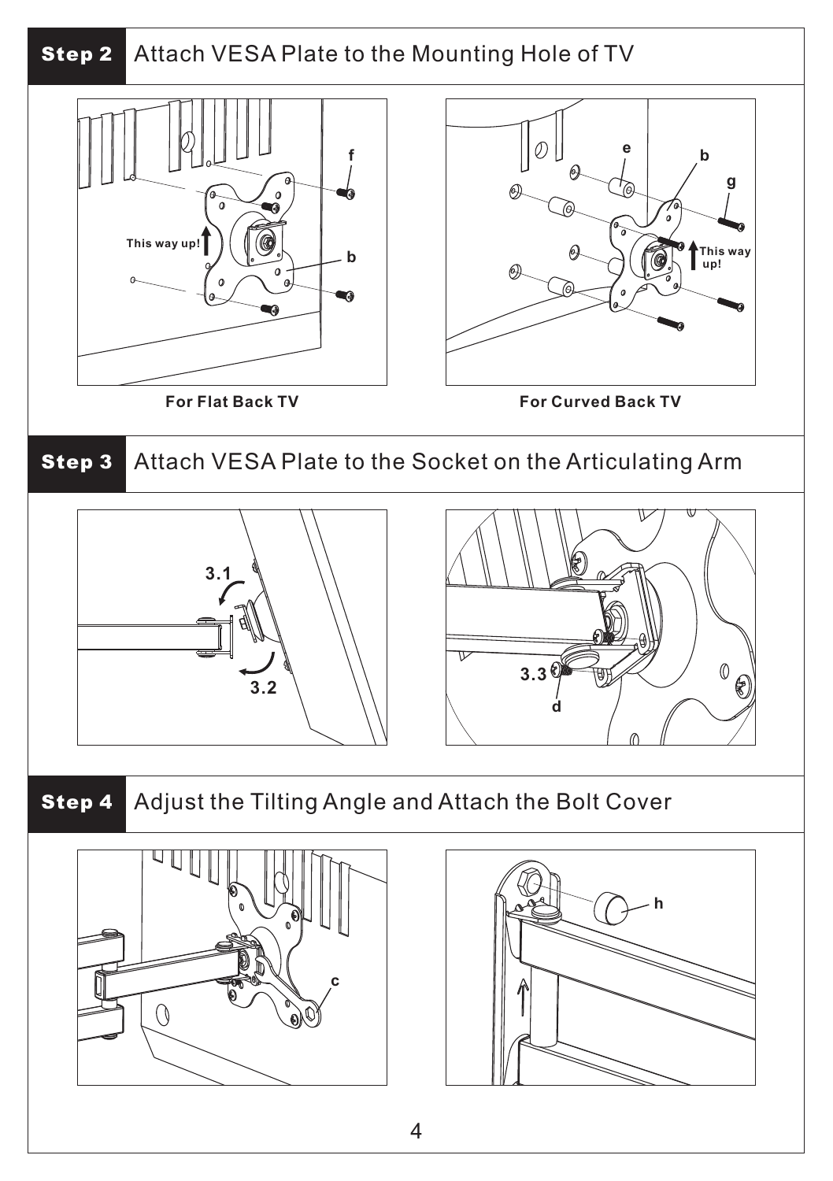## Step 2 Attach VESA Plate to the Mounting Hole of TV

f

This way up!

b

For Flat Back TV

e

b

g

This way up!

For Curved Back TV

## Step 3 Attach VESA Plate to the Socket on the Articulating Arm

3.1

3.2

3.3

d

## Step 4 Adjust the Tilting Angle and Attach the Bolt Cover

c

h